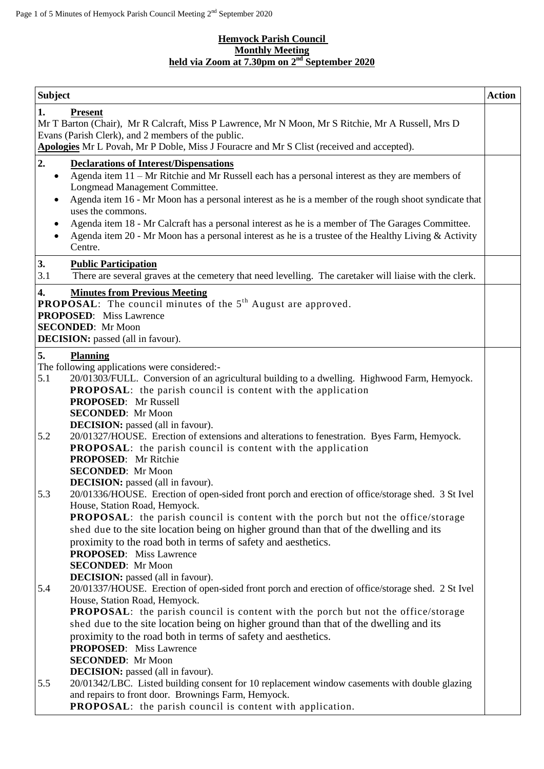# Hemyock Parish Council
## Monthly Meeting
## held via Zoom at 7.30pm on 2nd September 2020

| Subject | Action |
|---|---|
| **1. Present**<br>Mr T Barton (Chair), Mr R Calcraft, Miss P Lawrence, Mr N Moon, Mr S Ritchie, Mr A Russell, Mrs D Evans (Parish Clerk), and 2 members of the public.<br>**Apologies** Mr L Povah, Mr P Doble, Miss J Fouracre and Mr S Clist (received and accepted). | |
| **2. Declarations of Interest/Dispensations**<br>• Agenda item 11 – Mr Ritchie and Mr Russell each has a personal interest as they are members of Longmead Management Committee.<br>• Agenda item 16 - Mr Moon has a personal interest as he is a member of the rough shoot syndicate that uses the commons.<br>• Agenda item 18 - Mr Calcraft has a personal interest as he is a member of The Garages Committee.<br>• Agenda item 20 - Mr Moon has a personal interest as he is a trustee of the Healthy Living & Activity Centre. | |
| **3. Public Participation**<br>3.1 There are several graves at the cemetery that need levelling. The caretaker will liaise with the clerk. | |
| **4. Minutes from Previous Meeting**<br>**PROPOSAL**: The council minutes of the 5th August are approved.<br>**PROPOSED**: Miss Lawrence<br>**SECONDED**: Mr Moon<br>**DECISION:** passed (all in favour). | |
| **5. Planning**<br>The following applications were considered:-<br>5.1 20/01303/FULL. Conversion of an agricultural building to a dwelling. Highwood Farm, Hemyock.<br>**PROPOSAL**: the parish council is content with the application<br>**PROPOSED**: Mr Russell<br>**SECONDED**: Mr Moon<br>**DECISION:** passed (all in favour).<br>5.2 20/01327/HOUSE. Erection of extensions and alterations to fenestration. Byes Farm, Hemyock.<br>**PROPOSAL**: the parish council is content with the application<br>**PROPOSED**: Mr Ritchie<br>**SECONDED**: Mr Moon<br>**DECISION:** passed (all in favour).<br>5.3 20/01336/HOUSE. Erection of open-sided front porch and erection of office/storage shed. 3 St Ivel House, Station Road, Hemyock.<br>**PROPOSAL**: the parish council is content with the porch but not the office/storage shed due to the site location being on higher ground than that of the dwelling and its proximity to the road both in terms of safety and aesthetics.<br>**PROPOSED**: Miss Lawrence<br>**SECONDED**: Mr Moon<br>**DECISION:** passed (all in favour).<br>5.4 20/01337/HOUSE. Erection of open-sided front porch and erection of office/storage shed. 2 St Ivel House, Station Road, Hemyock.<br>**PROPOSAL**: the parish council is content with the porch but not the office/storage shed due to the site location being on higher ground than that of the dwelling and its proximity to the road both in terms of safety and aesthetics.<br>**PROPOSED**: Miss Lawrence<br>**SECONDED**: Mr Moon<br>**DECISION:** passed (all in favour).<br>5.5 20/01342/LBC. Listed building consent for 10 replacement window casements with double glazing and repairs to front door. Brownings Farm, Hemyock.<br>**PROPOSAL**: the parish council is content with application. | |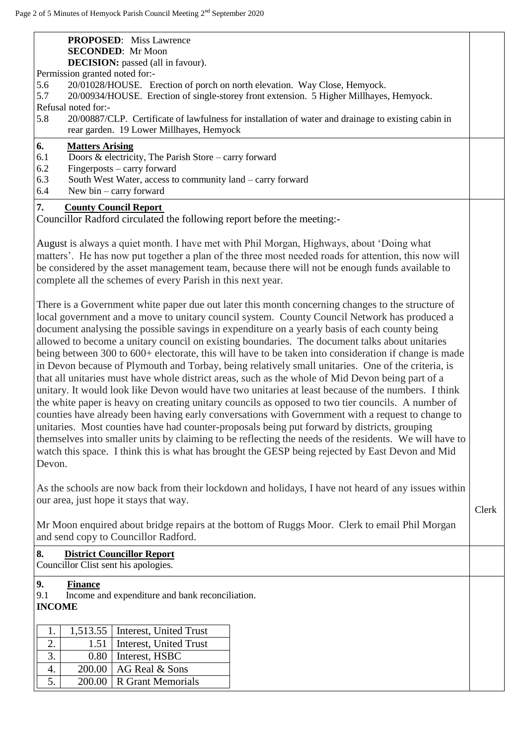**PROPOSED**: Miss Lawrence
**SECONDED**: Mr Moon
**DECISION:** passed (all in favour).

Permission granted noted for:-

5.6 20/01028/HOUSE. Erection of porch on north elevation. Way Close, Hemyock.

5.7 20/00934/HOUSE. Erection of single-storey front extension. 5 Higher Millhayes, Hemyock.

Refusal noted for:-

5.8 20/00887/CLP. Certificate of lawfulness for installation of water and drainage to existing cabin in rear garden. 19 Lower Millhayes, Hemyock

## 6. Matters Arising

6.1 Doors & electricity, The Parish Store – carry forward

6.2 Fingerposts – carry forward

6.3 South West Water, access to community land – carry forward

6.4 New bin – carry forward

## 7. County Council Report

Councillor Radford circulated the following report before the meeting:-

August is always a quiet month. I have met with Phil Morgan, Highways, about 'Doing what matters'. He has now put together a plan of the three most needed roads for attention, this now will be considered by the asset management team, because there will not be enough funds available to complete all the schemes of every Parish in this next year.

There is a Government white paper due out later this month concerning changes to the structure of local government and a move to unitary council system. County Council Network has produced a document analysing the possible savings in expenditure on a yearly basis of each county being allowed to become a unitary council on existing boundaries. The document talks about unitaries being between 300 to 600+ electorate, this will have to be taken into consideration if change is made in Devon because of Plymouth and Torbay, being relatively small unitaries. One of the criteria, is that all unitaries must have whole district areas, such as the whole of Mid Devon being part of a unitary. It would look like Devon would have two unitaries at least because of the numbers. I think the white paper is heavy on creating unitary councils as opposed to two tier councils. A number of counties have already been having early conversations with Government with a request to change to unitaries. Most counties have had counter-proposals being put forward by districts, grouping themselves into smaller units by claiming to be reflecting the needs of the residents. We will have to watch this space. I think this is what has brought the GESP being rejected by East Devon and Mid Devon.

As the schools are now back from their lockdown and holidays, I have not heard of any issues within our area, just hope it stays that way.

Mr Moon enquired about bridge repairs at the bottom of Ruggs Moor. Clerk to email Phil Morgan and send copy to Councillor Radford. — **Clerk**

## 8. District Councillor Report

Councillor Clist sent his apologies.

## 9. Finance

9.1 Income and expenditure and bank reconciliation.

**INCOME**

| | | |
|---|---|---|
| 1. | 1,513.55 | Interest, United Trust |
| 2. | 1.51 | Interest, United Trust |
| 3. | 0.80 | Interest, HSBC |
| 4. | 200.00 | AG Real & Sons |
| 5. | 200.00 | R Grant Memorials |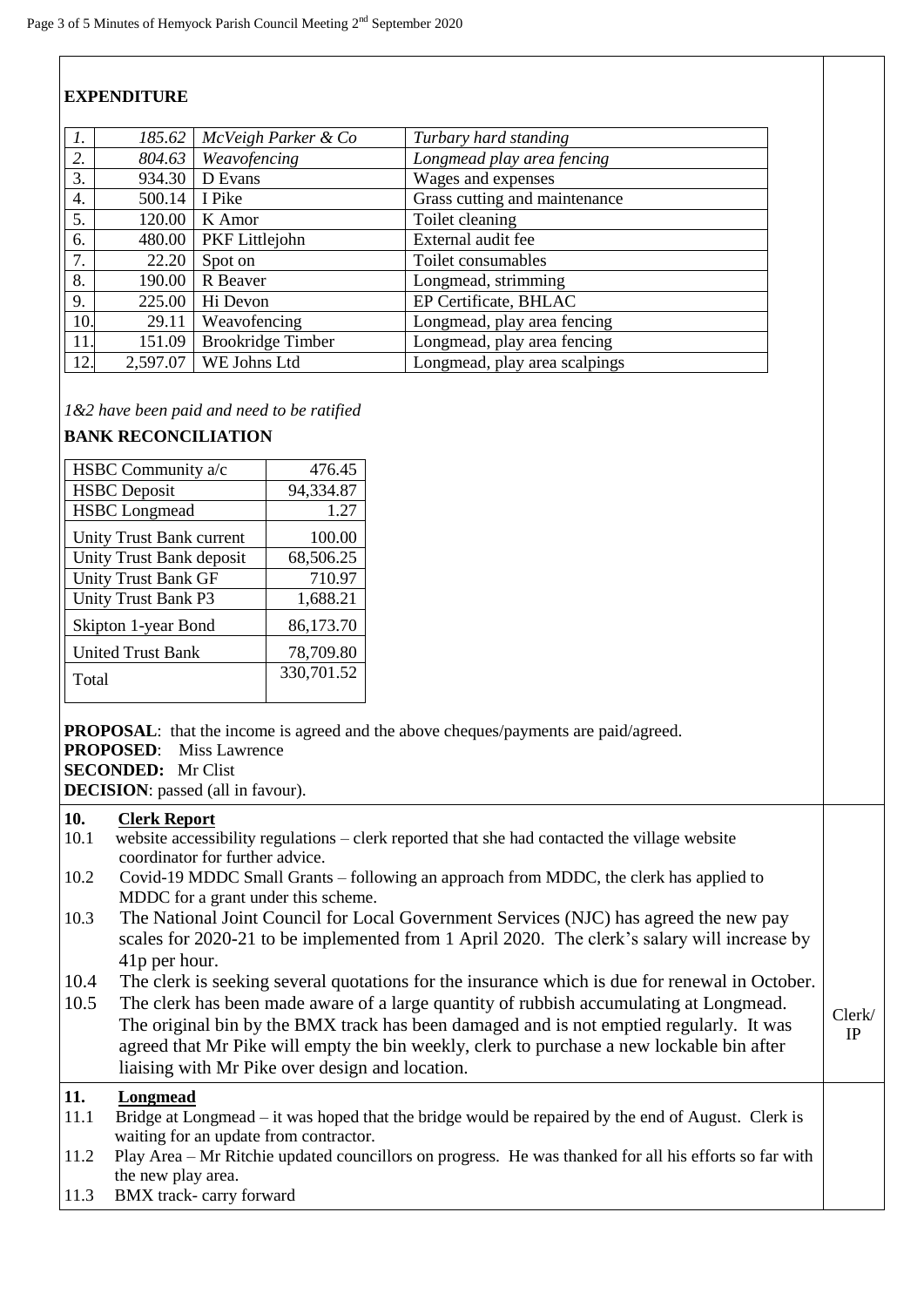**EXPENDITURE**

| | | | |
|---|---|---|---|
| *1.* | *185.62* | *McVeigh Parker & Co* | *Turbary hard standing* |
| *2.* | *804.63* | *Weavofencing* | *Longmead play area fencing* |
| 3. | 934.30 | D Evans | Wages and expenses |
| 4. | 500.14 | I Pike | Grass cutting and maintenance |
| 5. | 120.00 | K Amor | Toilet cleaning |
| 6. | 480.00 | PKF Littlejohn | External audit fee |
| 7. | 22.20 | Spot on | Toilet consumables |
| 8. | 190.00 | R Beaver | Longmead, strimming |
| 9. | 225.00 | Hi Devon | EP Certificate, BHLAC |
| 10. | 29.11 | Weavofencing | Longmead, play area fencing |
| 11. | 151.09 | Brookridge Timber | Longmead, play area fencing |
| 12. | 2,597.07 | WE Johns Ltd | Longmead, play area scalpings |

*1&2 have been paid and need to be ratified*

**BANK RECONCILIATION**

| | |
|---|---|
| HSBC Community a/c | 476.45 |
| HSBC Deposit | 94,334.87 |
| HSBC Longmead | 1.27 |
| Unity Trust Bank current | 100.00 |
| Unity Trust Bank deposit | 68,506.25 |
| Unity Trust Bank GF | 710.97 |
| Unity Trust Bank P3 | 1,688.21 |
| Skipton 1-year Bond | 86,173.70 |
| United Trust Bank | 78,709.80 |
| Total | 330,701.52 |

**PROPOSAL**: that the income is agreed and the above cheques/payments are paid/agreed.
**PROPOSED**: Miss Lawrence
**SECONDED:** Mr Clist
**DECISION**: passed (all in favour).

**10. Clerk Report**

10.1 website accessibility regulations – clerk reported that she had contacted the village website coordinator for further advice.

10.2 Covid-19 MDDC Small Grants – following an approach from MDDC, the clerk has applied to MDDC for a grant under this scheme.

10.3 The National Joint Council for Local Government Services (NJC) has agreed the new pay scales for 2020-21 to be implemented from 1 April 2020. The clerk's salary will increase by 41p per hour.

10.4 The clerk is seeking several quotations for the insurance which is due for renewal in October.

10.5 The clerk has been made aware of a large quantity of rubbish accumulating at Longmead. The original bin by the BMX track has been damaged and is not emptied regularly. It was agreed that Mr Pike will empty the bin weekly, clerk to purchase a new lockable bin after liaising with Mr Pike over design and location. — Clerk/IP

**11. Longmead**

11.1 Bridge at Longmead – it was hoped that the bridge would be repaired by the end of August. Clerk is waiting for an update from contractor.

11.2 Play Area – Mr Ritchie updated councillors on progress. He was thanked for all his efforts so far with the new play area.

11.3 BMX track- carry forward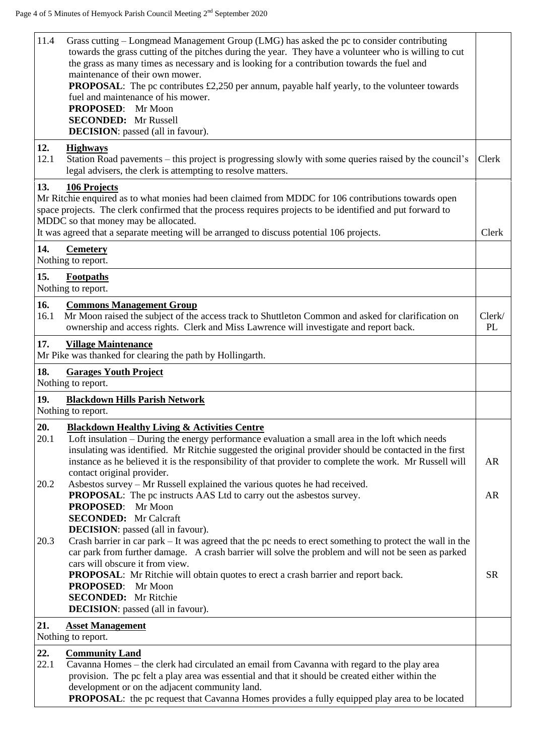| | |
|---|---|
| 11.4 Grass cutting – Longmead Management Group (LMG) has asked the pc to consider contributing towards the grass cutting of the pitches during the year. They have a volunteer who is willing to cut the grass as many times as necessary and is looking for a contribution towards the fuel and maintenance of their own mower.<br>**PROPOSAL**: The pc contributes £2,250 per annum, payable half yearly, to the volunteer towards fuel and maintenance of his mower.<br>**PROPOSED**: Mr Moon<br>**SECONDED:** Mr Russell<br>**DECISION**: passed (all in favour). | |
| **12. Highways**<br>12.1 Station Road pavements – this project is progressing slowly with some queries raised by the council's legal advisers, the clerk is attempting to resolve matters. | Clerk |
| **13. 106 Projects**<br>Mr Ritchie enquired as to what monies had been claimed from MDDC for 106 contributions towards open space projects. The clerk confirmed that the process requires projects to be identified and put forward to MDDC so that money may be allocated.<br>It was agreed that a separate meeting will be arranged to discuss potential 106 projects. | Clerk |
| **14. Cemetery**<br>Nothing to report. | |
| **15. Footpaths**<br>Nothing to report. | |
| **16. Commons Management Group**<br>16.1 Mr Moon raised the subject of the access track to Shuttleton Common and asked for clarification on ownership and access rights. Clerk and Miss Lawrence will investigate and report back. | Clerk/ PL |
| **17. Village Maintenance**<br>Mr Pike was thanked for clearing the path by Hollingarth. | |
| **18. Garages Youth Project**<br>Nothing to report. | |
| **19. Blackdown Hills Parish Network**<br>Nothing to report. | |
| **20. Blackdown Healthy Living & Activities Centre**<br>20.1 Loft insulation – During the energy performance evaluation a small area in the loft which needs insulating was identified. Mr Ritchie suggested the original provider should be contacted in the first instance as he believed it is the responsibility of that provider to complete the work. Mr Russell will contact original provider. | AR |
| 20.2 Asbestos survey – Mr Russell explained the various quotes he had received.<br>**PROPOSAL**: The pc instructs AAS Ltd to carry out the asbestos survey.<br>**PROPOSED**: Mr Moon<br>**SECONDED:** Mr Calcraft<br>**DECISION**: passed (all in favour). | AR |
| 20.3 Crash barrier in car park – It was agreed that the pc needs to erect something to protect the wall in the car park from further damage. A crash barrier will solve the problem and will not be seen as parked cars will obscure it from view.<br>**PROPOSAL**: Mr Ritchie will obtain quotes to erect a crash barrier and report back.<br>**PROPOSED**: Mr Moon<br>**SECONDED:** Mr Ritchie<br>**DECISION**: passed (all in favour). | SR |
| **21. Asset Management**<br>Nothing to report. | |
| **22. Community Land**<br>22.1 Cavanna Homes – the clerk had circulated an email from Cavanna with regard to the play area provision. The pc felt a play area was essential and that it should be created either within the development or on the adjacent community land.<br>**PROPOSAL**: the pc request that Cavanna Homes provides a fully equipped play area to be located | |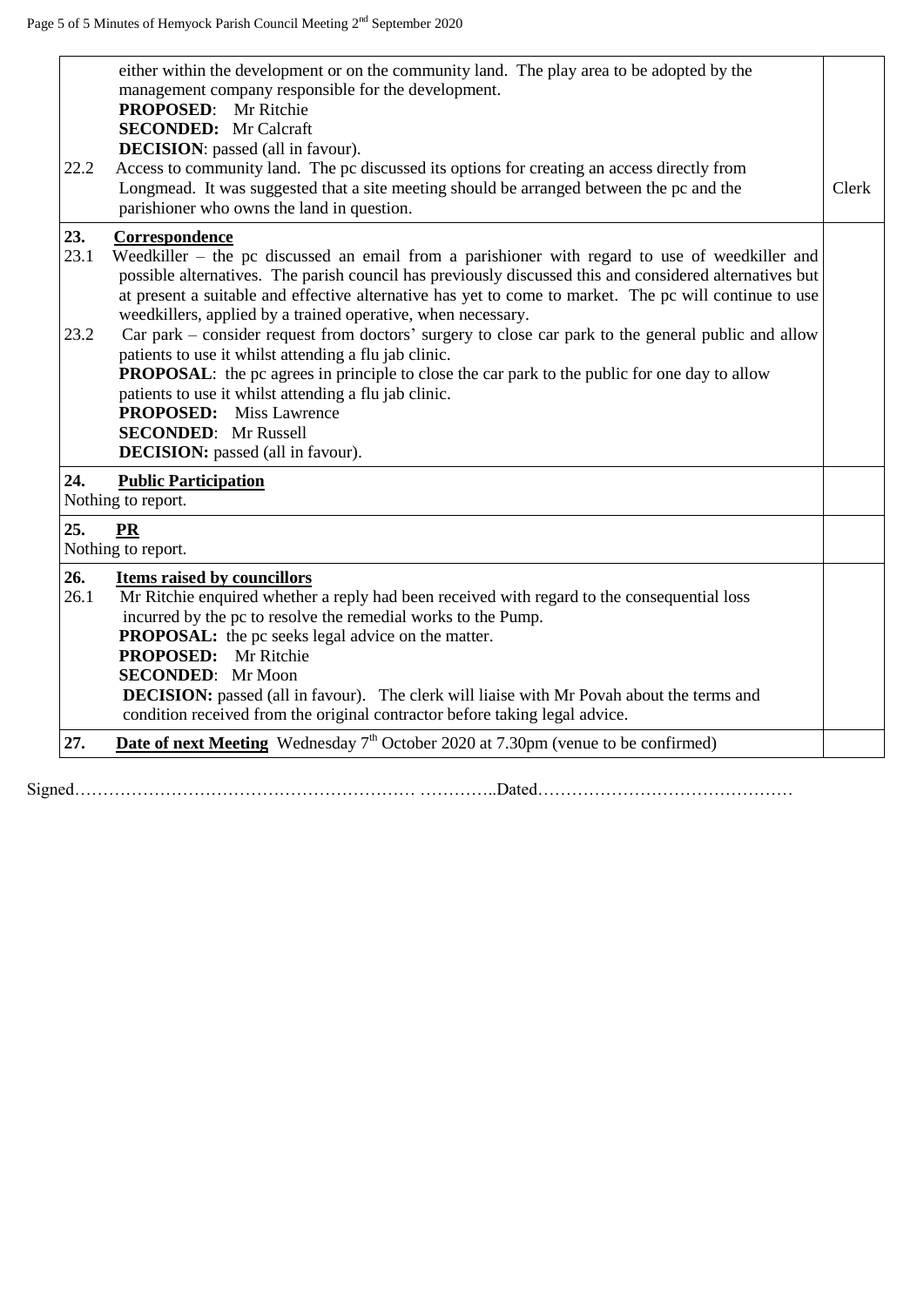| | |
|---|---|
| either within the development or on the community land. The play area to be adopted by the management company responsible for the development.<br>**PROPOSED**: Mr Ritchie<br>**SECONDED:** Mr Calcraft<br>**DECISION**: passed (all in favour).<br>22.2 Access to community land. The pc discussed its options for creating an access directly from Longmead. It was suggested that a site meeting should be arranged between the pc and the parishioner who owns the land in question. | Clerk |
| **23. Correspondence**<br>23.1 Weedkiller – the pc discussed an email from a parishioner with regard to use of weedkiller and possible alternatives. The parish council has previously discussed this and considered alternatives but at present a suitable and effective alternative has yet to come to market. The pc will continue to use weedkillers, applied by a trained operative, when necessary.<br>23.2 Car park – consider request from doctors' surgery to close car park to the general public and allow patients to use it whilst attending a flu jab clinic.<br>**PROPOSAL**: the pc agrees in principle to close the car park to the public for one day to allow patients to use it whilst attending a flu jab clinic.<br>**PROPOSED:** Miss Lawrence<br>**SECONDED**: Mr Russell<br>**DECISION:** passed (all in favour). | |
| **24. Public Participation**<br>Nothing to report. | |
| **25. PR**<br>Nothing to report. | |
| **26. Items raised by councillors**<br>26.1 Mr Ritchie enquired whether a reply had been received with regard to the consequential loss incurred by the pc to resolve the remedial works to the Pump.<br>**PROPOSAL:** the pc seeks legal advice on the matter.<br>**PROPOSED:** Mr Ritchie<br>**SECONDED**: Mr Moon<br>**DECISION:** passed (all in favour). The clerk will liaise with Mr Povah about the terms and condition received from the original contractor before taking legal advice. | |
| **27. Date of next Meeting** Wednesday 7th October 2020 at 7.30pm (venue to be confirmed) | |

Signed…………………………………………………… …………..Dated………………………………………